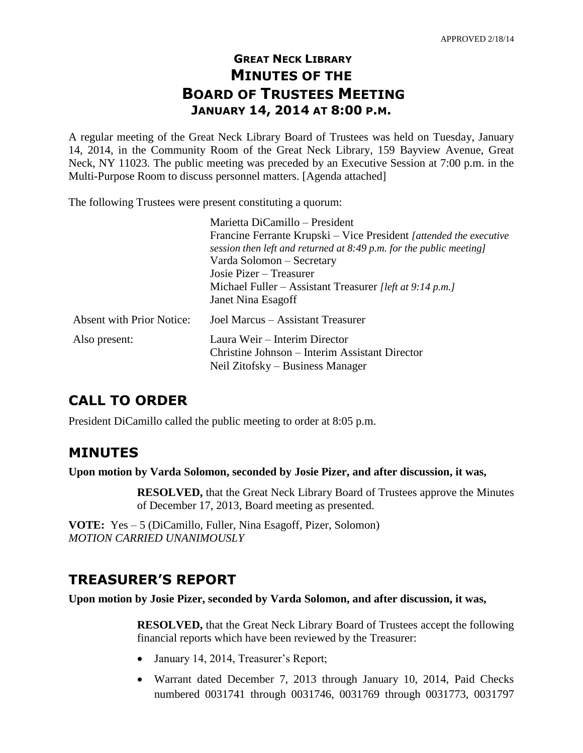APPROVED 2/18/14

# GREAT NECK LIBRARY MINUTES OF THE BOARD OF TRUSTEES MEETING JANUARY 14, 2014 AT 8:00 P.M.

A regular meeting of the Great Neck Library Board of Trustees was held on Tuesday, January 14, 2014, in the Community Room of the Great Neck Library, 159 Bayview Avenue, Great Neck, NY 11023. The public meeting was preceded by an Executive Session at 7:00 p.m. in the Multi-Purpose Room to discuss personnel matters. [Agenda attached]

The following Trustees were present constituting a quorum:

Marietta DiCamillo – President
Francine Ferrante Krupski – Vice President *[attended the executive session then left and returned at 8:49 p.m. for the public meeting]*
Varda Solomon – Secretary
Josie Pizer – Treasurer
Michael Fuller – Assistant Treasurer *[left at 9:14 p.m.]*
Janet Nina Esagoff

Absent with Prior Notice: Joel Marcus – Assistant Treasurer

Also present: Laura Weir – Interim Director
Christine Johnson – Interim Assistant Director
Neil Zitofsky – Business Manager

## CALL TO ORDER

President DiCamillo called the public meeting to order at 8:05 p.m.

## MINUTES

**Upon motion by Varda Solomon, seconded by Josie Pizer, and after discussion, it was,**

> **RESOLVED,** that the Great Neck Library Board of Trustees approve the Minutes of December 17, 2013, Board meeting as presented.

**VOTE:** Yes – 5 (DiCamillo, Fuller, Nina Esagoff, Pizer, Solomon)
*MOTION CARRIED UNANIMOUSLY*

## TREASURER'S REPORT

**Upon motion by Josie Pizer, seconded by Varda Solomon, and after discussion, it was,**

> **RESOLVED,** that the Great Neck Library Board of Trustees accept the following financial reports which have been reviewed by the Treasurer:
>
> - January 14, 2014, Treasurer's Report;
> - Warrant dated December 7, 2013 through January 10, 2014, Paid Checks numbered 0031741 through 0031746, 0031769 through 0031773, 0031797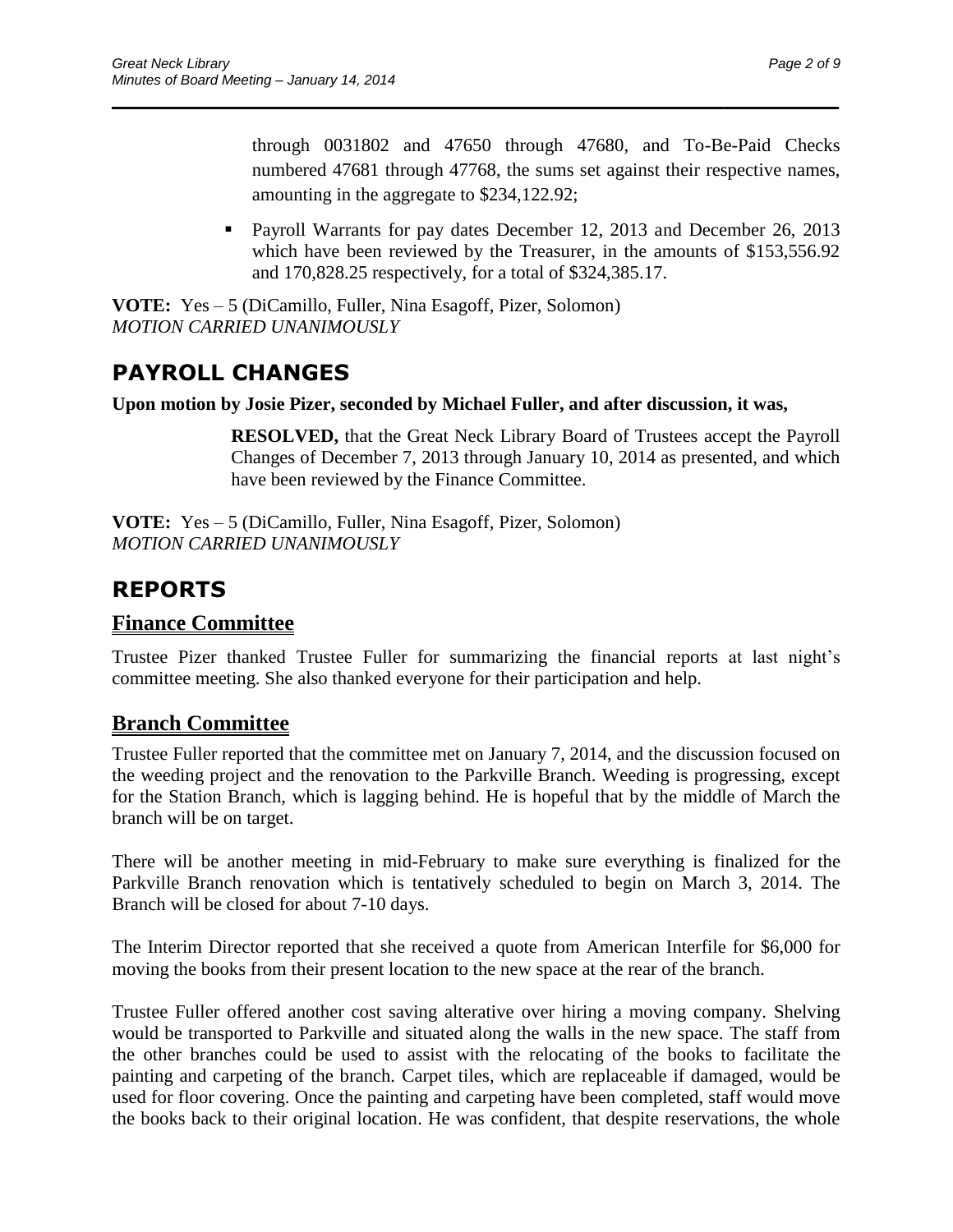through 0031802 and 47650 through 47680, and To-Be-Paid Checks numbered 47681 through 47768, the sums set against their respective names, amounting in the aggregate to $234,122.92;

- Payroll Warrants for pay dates December 12, 2013 and December 26, 2013 which have been reviewed by the Treasurer, in the amounts of $153,556.92 and 170,828.25 respectively, for a total of $324,385.17.

**VOTE:** Yes – 5 (DiCamillo, Fuller, Nina Esagoff, Pizer, Solomon)
*MOTION CARRIED UNANIMOUSLY*

# PAYROLL CHANGES

**Upon motion by Josie Pizer, seconded by Michael Fuller, and after discussion, it was,**

> **RESOLVED,** that the Great Neck Library Board of Trustees accept the Payroll Changes of December 7, 2013 through January 10, 2014 as presented, and which have been reviewed by the Finance Committee.

**VOTE:** Yes – 5 (DiCamillo, Fuller, Nina Esagoff, Pizer, Solomon)
*MOTION CARRIED UNANIMOUSLY*

# REPORTS

## Finance Committee

Trustee Pizer thanked Trustee Fuller for summarizing the financial reports at last night's committee meeting. She also thanked everyone for their participation and help.

## Branch Committee

Trustee Fuller reported that the committee met on January 7, 2014, and the discussion focused on the weeding project and the renovation to the Parkville Branch. Weeding is progressing, except for the Station Branch, which is lagging behind. He is hopeful that by the middle of March the branch will be on target.

There will be another meeting in mid-February to make sure everything is finalized for the Parkville Branch renovation which is tentatively scheduled to begin on March 3, 2014. The Branch will be closed for about 7-10 days.

The Interim Director reported that she received a quote from American Interfile for $6,000 for moving the books from their present location to the new space at the rear of the branch.

Trustee Fuller offered another cost saving alterative over hiring a moving company. Shelving would be transported to Parkville and situated along the walls in the new space. The staff from the other branches could be used to assist with the relocating of the books to facilitate the painting and carpeting of the branch. Carpet tiles, which are replaceable if damaged, would be used for floor covering. Once the painting and carpeting have been completed, staff would move the books back to their original location. He was confident, that despite reservations, the whole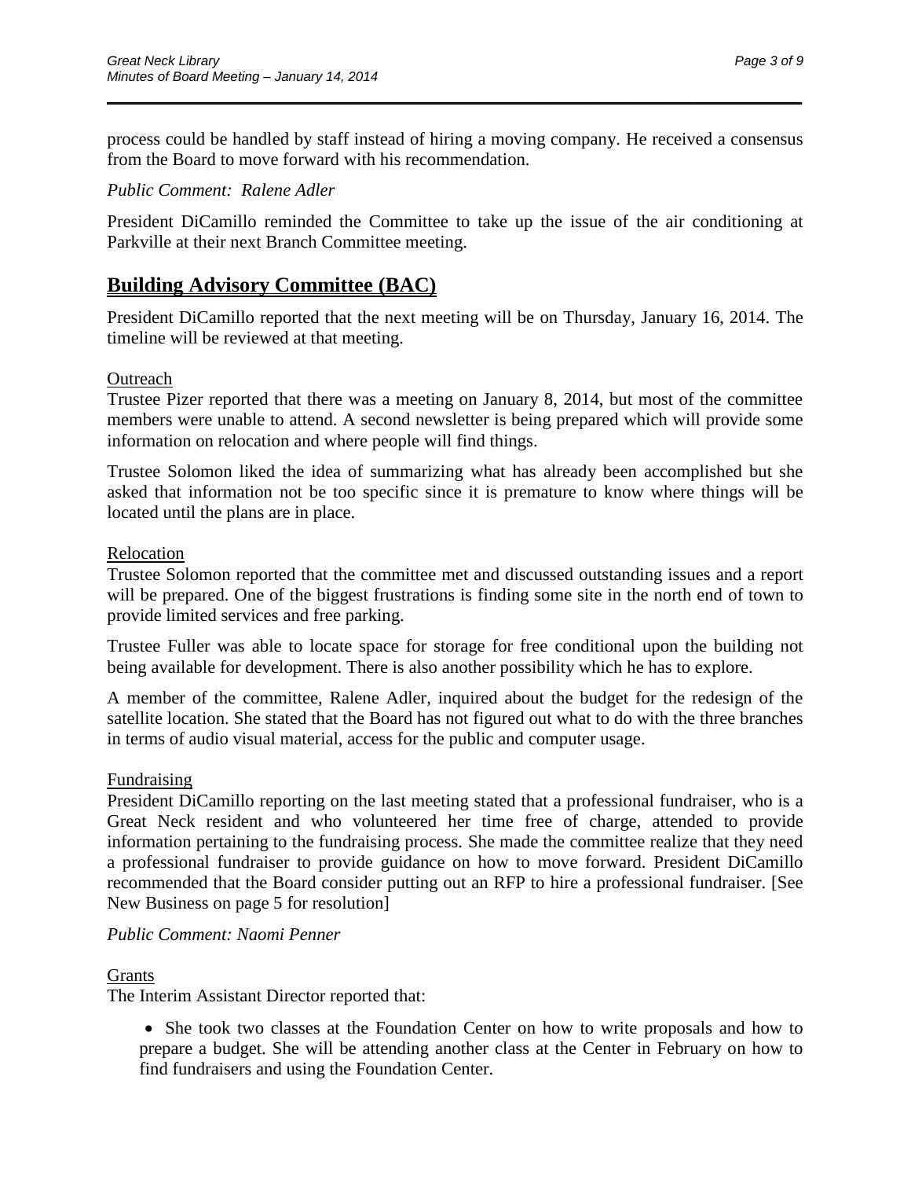process could be handled by staff instead of hiring a moving company. He received a consensus from the Board to move forward with his recommendation.

*Public Comment: Ralene Adler*

President DiCamillo reminded the Committee to take up the issue of the air conditioning at Parkville at their next Branch Committee meeting.

## Building Advisory Committee (BAC)

President DiCamillo reported that the next meeting will be on Thursday, January 16, 2014. The timeline will be reviewed at that meeting.

Outreach

Trustee Pizer reported that there was a meeting on January 8, 2014, but most of the committee members were unable to attend. A second newsletter is being prepared which will provide some information on relocation and where people will find things.

Trustee Solomon liked the idea of summarizing what has already been accomplished but she asked that information not be too specific since it is premature to know where things will be located until the plans are in place.

Relocation

Trustee Solomon reported that the committee met and discussed outstanding issues and a report will be prepared. One of the biggest frustrations is finding some site in the north end of town to provide limited services and free parking.

Trustee Fuller was able to locate space for storage for free conditional upon the building not being available for development. There is also another possibility which he has to explore.

A member of the committee, Ralene Adler, inquired about the budget for the redesign of the satellite location. She stated that the Board has not figured out what to do with the three branches in terms of audio visual material, access for the public and computer usage.

Fundraising

President DiCamillo reporting on the last meeting stated that a professional fundraiser, who is a Great Neck resident and who volunteered her time free of charge, attended to provide information pertaining to the fundraising process. She made the committee realize that they need a professional fundraiser to provide guidance on how to move forward. President DiCamillo recommended that the Board consider putting out an RFP to hire a professional fundraiser. [See New Business on page 5 for resolution]

*Public Comment: Naomi Penner*

Grants

The Interim Assistant Director reported that:

- She took two classes at the Foundation Center on how to write proposals and how to prepare a budget. She will be attending another class at the Center in February on how to find fundraisers and using the Foundation Center.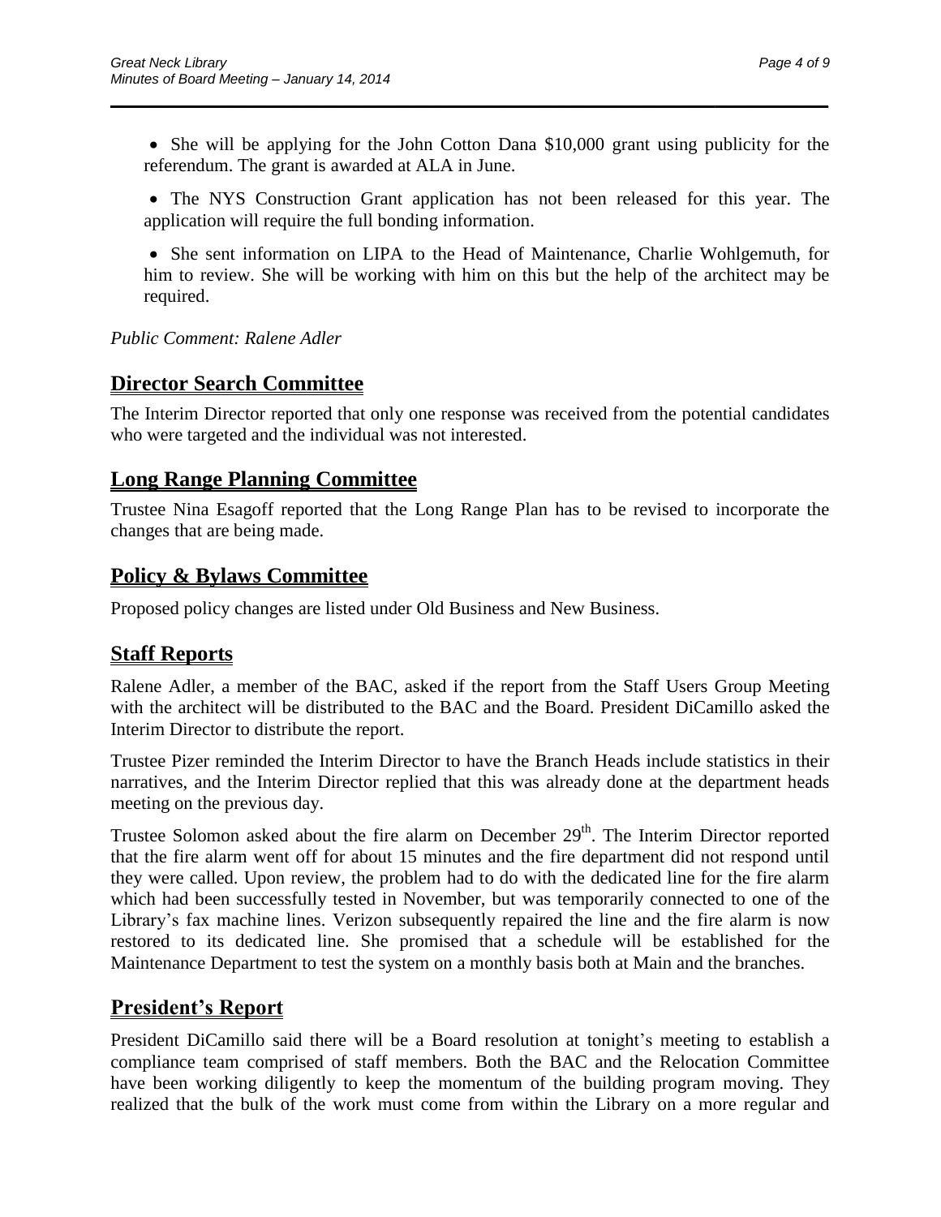- She will be applying for the John Cotton Dana $10,000 grant using publicity for the referendum. The grant is awarded at ALA in June.
- The NYS Construction Grant application has not been released for this year. The application will require the full bonding information.
- She sent information on LIPA to the Head of Maintenance, Charlie Wohlgemuth, for him to review. She will be working with him on this but the help of the architect may be required.

*Public Comment: Ralene Adler*

## Director Search Committee

The Interim Director reported that only one response was received from the potential candidates who were targeted and the individual was not interested.

## Long Range Planning Committee

Trustee Nina Esagoff reported that the Long Range Plan has to be revised to incorporate the changes that are being made.

## Policy & Bylaws Committee

Proposed policy changes are listed under Old Business and New Business.

## Staff Reports

Ralene Adler, a member of the BAC, asked if the report from the Staff Users Group Meeting with the architect will be distributed to the BAC and the Board. President DiCamillo asked the Interim Director to distribute the report.

Trustee Pizer reminded the Interim Director to have the Branch Heads include statistics in their narratives, and the Interim Director replied that this was already done at the department heads meeting on the previous day.

Trustee Solomon asked about the fire alarm on December 29th. The Interim Director reported that the fire alarm went off for about 15 minutes and the fire department did not respond until they were called. Upon review, the problem had to do with the dedicated line for the fire alarm which had been successfully tested in November, but was temporarily connected to one of the Library's fax machine lines. Verizon subsequently repaired the line and the fire alarm is now restored to its dedicated line. She promised that a schedule will be established for the Maintenance Department to test the system on a monthly basis both at Main and the branches.

## President's Report

President DiCamillo said there will be a Board resolution at tonight's meeting to establish a compliance team comprised of staff members. Both the BAC and the Relocation Committee have been working diligently to keep the momentum of the building program moving. They realized that the bulk of the work must come from within the Library on a more regular and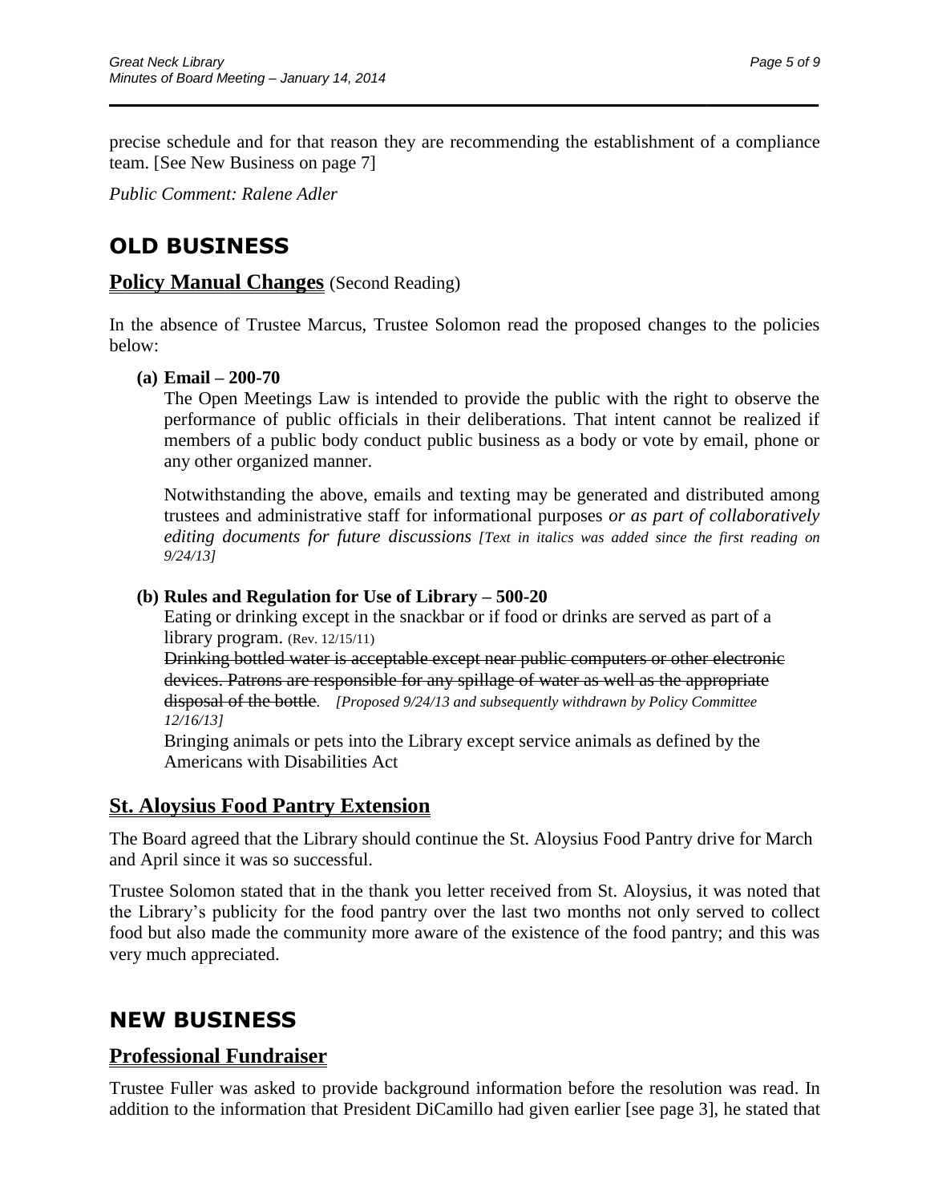precise schedule and for that reason they are recommending the establishment of a compliance team. [See New Business on page 7]

*Public Comment: Ralene Adler*

# OLD BUSINESS

## Policy Manual Changes (Second Reading)

In the absence of Trustee Marcus, Trustee Solomon read the proposed changes to the policies below:

**(a) Email – 200-70**

The Open Meetings Law is intended to provide the public with the right to observe the performance of public officials in their deliberations. That intent cannot be realized if members of a public body conduct public business as a body or vote by email, phone or any other organized manner.

Notwithstanding the above, emails and texting may be generated and distributed among trustees and administrative staff for informational purposes *or as part of collaboratively editing documents for future discussions [Text in italics was added since the first reading on 9/24/13]*

**(b) Rules and Regulation for Use of Library – 500-20**

Eating or drinking except in the snackbar or if food or drinks are served as part of a library program. (Rev. 12/15/11)

~~Drinking bottled water is acceptable except near public computers or other electronic devices. Patrons are responsible for any spillage of water as well as the appropriate disposal of the bottle.~~ *[Proposed 9/24/13 and subsequently withdrawn by Policy Committee 12/16/13]*

Bringing animals or pets into the Library except service animals as defined by the Americans with Disabilities Act

## St. Aloysius Food Pantry Extension

The Board agreed that the Library should continue the St. Aloysius Food Pantry drive for March and April since it was so successful.

Trustee Solomon stated that in the thank you letter received from St. Aloysius, it was noted that the Library's publicity for the food pantry over the last two months not only served to collect food but also made the community more aware of the existence of the food pantry; and this was very much appreciated.

# NEW BUSINESS

## Professional Fundraiser

Trustee Fuller was asked to provide background information before the resolution was read. In addition to the information that President DiCamillo had given earlier [see page 3], he stated that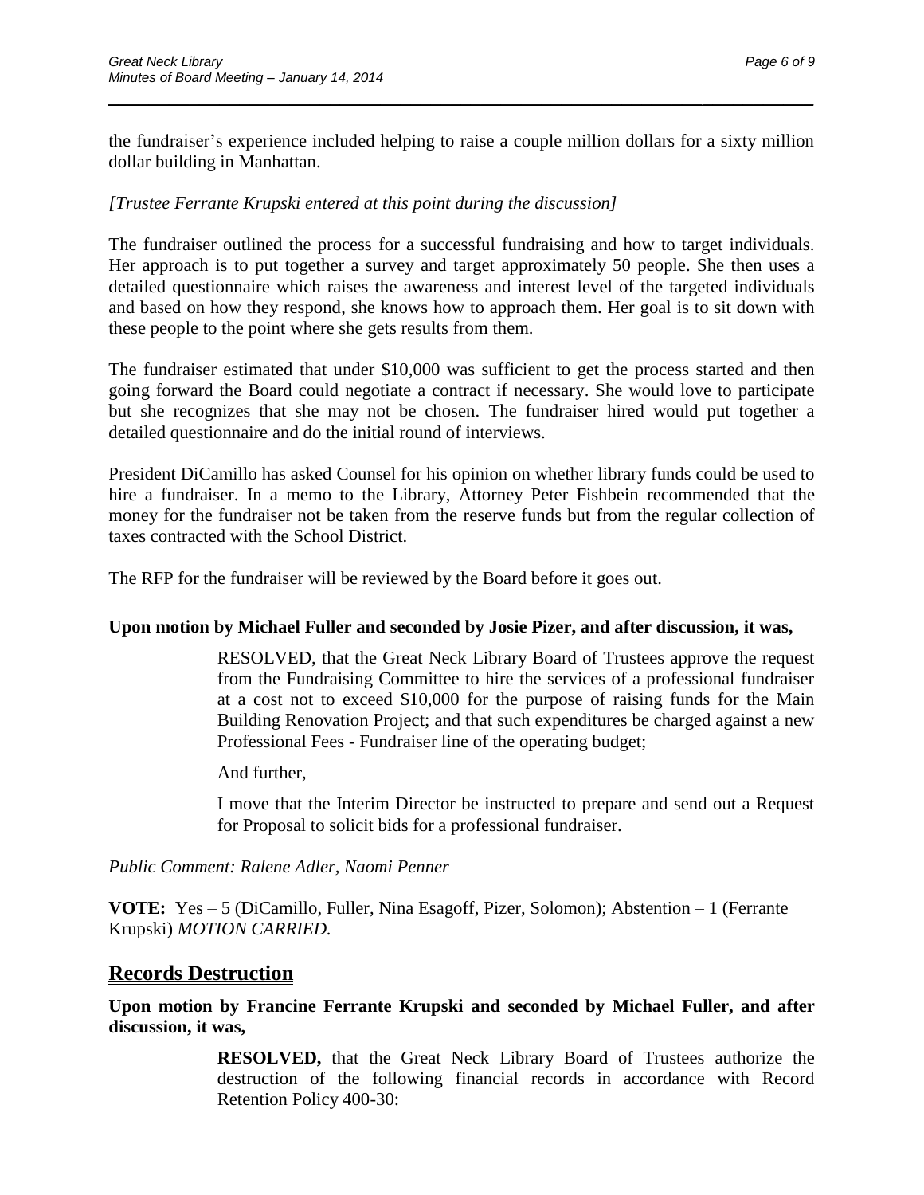the fundraiser's experience included helping to raise a couple million dollars for a sixty million dollar building in Manhattan.

*[Trustee Ferrante Krupski entered at this point during the discussion]*

The fundraiser outlined the process for a successful fundraising and how to target individuals. Her approach is to put together a survey and target approximately 50 people. She then uses a detailed questionnaire which raises the awareness and interest level of the targeted individuals and based on how they respond, she knows how to approach them. Her goal is to sit down with these people to the point where she gets results from them.

The fundraiser estimated that under $10,000 was sufficient to get the process started and then going forward the Board could negotiate a contract if necessary. She would love to participate but she recognizes that she may not be chosen. The fundraiser hired would put together a detailed questionnaire and do the initial round of interviews.

President DiCamillo has asked Counsel for his opinion on whether library funds could be used to hire a fundraiser. In a memo to the Library, Attorney Peter Fishbein recommended that the money for the fundraiser not be taken from the reserve funds but from the regular collection of taxes contracted with the School District.

The RFP for the fundraiser will be reviewed by the Board before it goes out.

**Upon motion by Michael Fuller and seconded by Josie Pizer, and after discussion, it was,**

> RESOLVED, that the Great Neck Library Board of Trustees approve the request from the Fundraising Committee to hire the services of a professional fundraiser at a cost not to exceed $10,000 for the purpose of raising funds for the Main Building Renovation Project; and that such expenditures be charged against a new Professional Fees - Fundraiser line of the operating budget;
>
> And further,
>
> I move that the Interim Director be instructed to prepare and send out a Request for Proposal to solicit bids for a professional fundraiser.

*Public Comment: Ralene Adler, Naomi Penner*

**VOTE:** Yes – 5 (DiCamillo, Fuller, Nina Esagoff, Pizer, Solomon); Abstention – 1 (Ferrante Krupski) *MOTION CARRIED.*

## Records Destruction

**Upon motion by Francine Ferrante Krupski and seconded by Michael Fuller, and after discussion, it was,**

> **RESOLVED,** that the Great Neck Library Board of Trustees authorize the destruction of the following financial records in accordance with Record Retention Policy 400-30: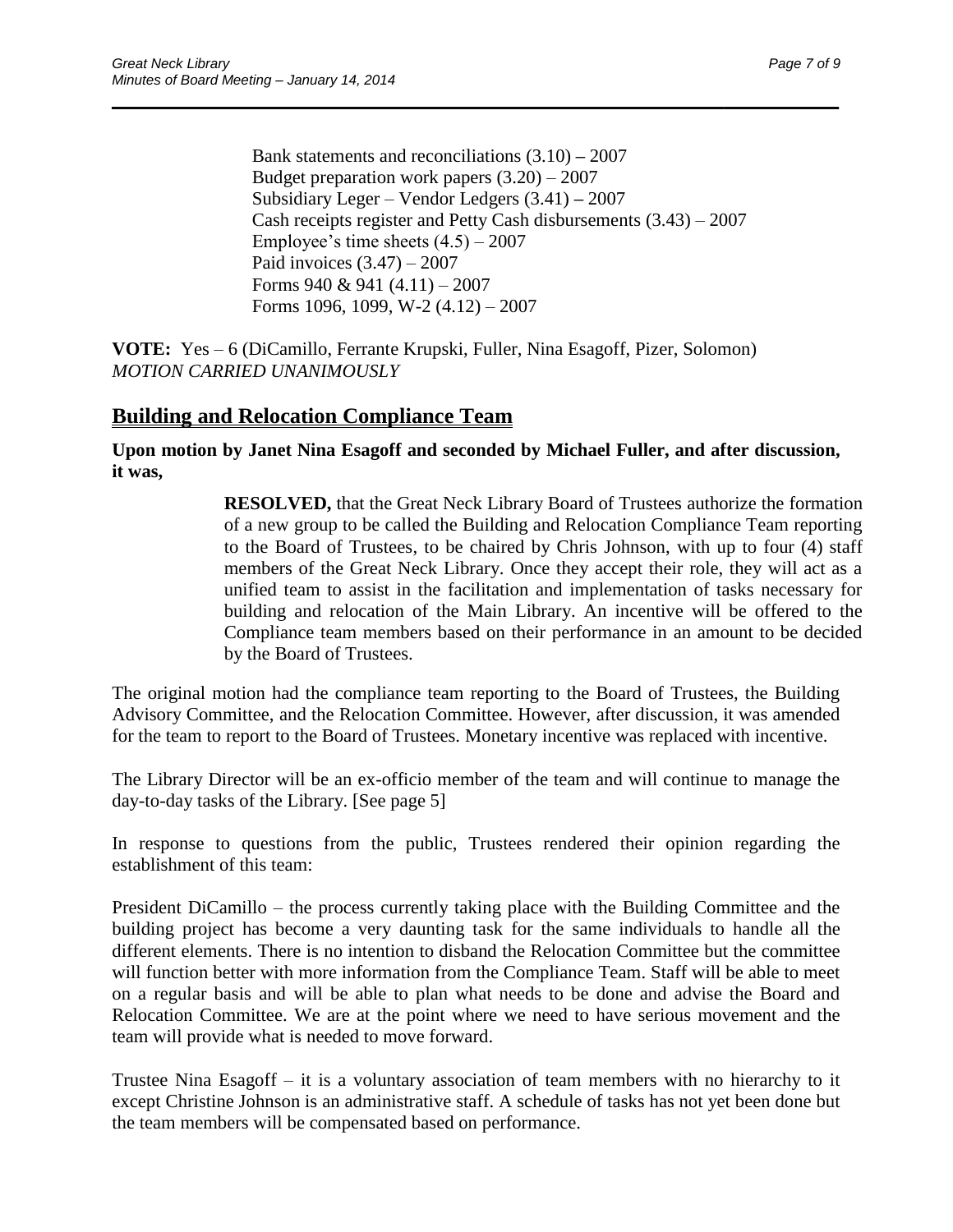Bank statements and reconciliations (3.10) – 2007
Budget preparation work papers (3.20) – 2007
Subsidiary Leger – Vendor Ledgers (3.41) – 2007
Cash receipts register and Petty Cash disbursements (3.43) – 2007
Employee's time sheets (4.5) – 2007
Paid invoices (3.47) – 2007
Forms 940 & 941 (4.11) – 2007
Forms 1096, 1099, W-2 (4.12) – 2007

**VOTE:** Yes – 6 (DiCamillo, Ferrante Krupski, Fuller, Nina Esagoff, Pizer, Solomon)
*MOTION CARRIED UNANIMOUSLY*

## Building and Relocation Compliance Team

**Upon motion by Janet Nina Esagoff and seconded by Michael Fuller, and after discussion, it was,**

> **RESOLVED,** that the Great Neck Library Board of Trustees authorize the formation of a new group to be called the Building and Relocation Compliance Team reporting to the Board of Trustees, to be chaired by Chris Johnson, with up to four (4) staff members of the Great Neck Library. Once they accept their role, they will act as a unified team to assist in the facilitation and implementation of tasks necessary for building and relocation of the Main Library. An incentive will be offered to the Compliance team members based on their performance in an amount to be decided by the Board of Trustees.

The original motion had the compliance team reporting to the Board of Trustees, the Building Advisory Committee, and the Relocation Committee. However, after discussion, it was amended for the team to report to the Board of Trustees. Monetary incentive was replaced with incentive.

The Library Director will be an ex-officio member of the team and will continue to manage the day-to-day tasks of the Library. [See page 5]

In response to questions from the public, Trustees rendered their opinion regarding the establishment of this team:

President DiCamillo – the process currently taking place with the Building Committee and the building project has become a very daunting task for the same individuals to handle all the different elements. There is no intention to disband the Relocation Committee but the committee will function better with more information from the Compliance Team. Staff will be able to meet on a regular basis and will be able to plan what needs to be done and advise the Board and Relocation Committee. We are at the point where we need to have serious movement and the team will provide what is needed to move forward.

Trustee Nina Esagoff – it is a voluntary association of team members with no hierarchy to it except Christine Johnson is an administrative staff. A schedule of tasks has not yet been done but the team members will be compensated based on performance.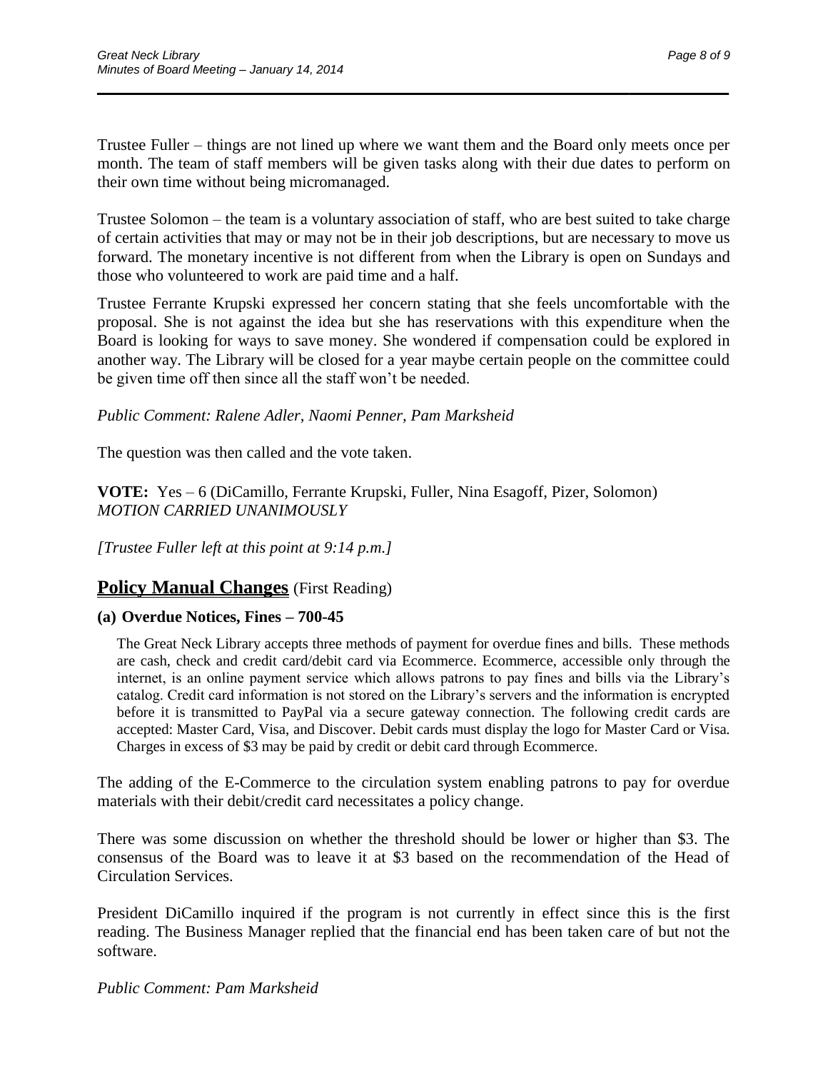Trustee Fuller – things are not lined up where we want them and the Board only meets once per month. The team of staff members will be given tasks along with their due dates to perform on their own time without being micromanaged.

Trustee Solomon – the team is a voluntary association of staff, who are best suited to take charge of certain activities that may or may not be in their job descriptions, but are necessary to move us forward. The monetary incentive is not different from when the Library is open on Sundays and those who volunteered to work are paid time and a half.

Trustee Ferrante Krupski expressed her concern stating that she feels uncomfortable with the proposal. She is not against the idea but she has reservations with this expenditure when the Board is looking for ways to save money. She wondered if compensation could be explored in another way. The Library will be closed for a year maybe certain people on the committee could be given time off then since all the staff won't be needed.

*Public Comment: Ralene Adler, Naomi Penner, Pam Marksheid*

The question was then called and the vote taken.

**VOTE:** Yes – 6 (DiCamillo, Ferrante Krupski, Fuller, Nina Esagoff, Pizer, Solomon)
*MOTION CARRIED UNANIMOUSLY*

*[Trustee Fuller left at this point at 9:14 p.m.]*

## **Policy Manual Changes** (First Reading)

### (a) Overdue Notices, Fines – 700-45

> The Great Neck Library accepts three methods of payment for overdue fines and bills. These methods are cash, check and credit card/debit card via Ecommerce. Ecommerce, accessible only through the internet, is an online payment service which allows patrons to pay fines and bills via the Library's catalog. Credit card information is not stored on the Library's servers and the information is encrypted before it is transmitted to PayPal via a secure gateway connection. The following credit cards are accepted: Master Card, Visa, and Discover. Debit cards must display the logo for Master Card or Visa. Charges in excess of $3 may be paid by credit or debit card through Ecommerce.

The adding of the E-Commerce to the circulation system enabling patrons to pay for overdue materials with their debit/credit card necessitates a policy change.

There was some discussion on whether the threshold should be lower or higher than $3. The consensus of the Board was to leave it at $3 based on the recommendation of the Head of Circulation Services.

President DiCamillo inquired if the program is not currently in effect since this is the first reading. The Business Manager replied that the financial end has been taken care of but not the software.

*Public Comment: Pam Marksheid*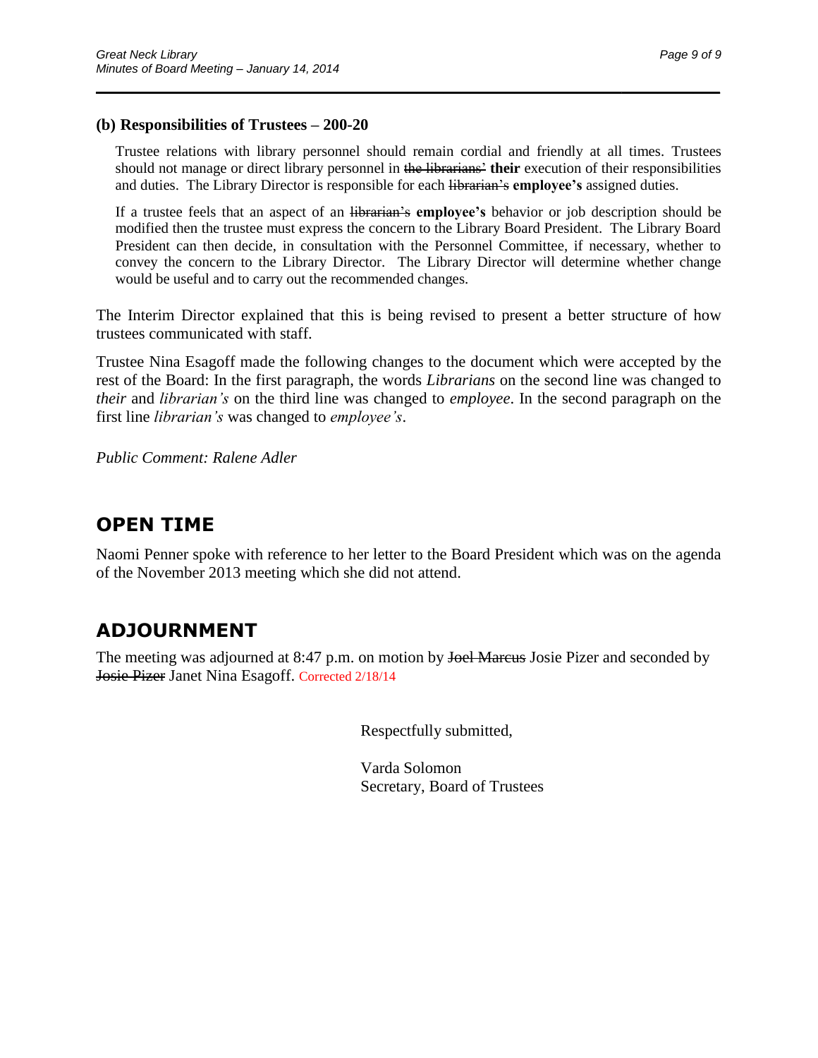**(b) Responsibilities of Trustees – 200-20**

Trustee relations with library personnel should remain cordial and friendly at all times. Trustees should not manage or direct library personnel in ~~the librarians'~~ **their** execution of their responsibilities and duties. The Library Director is responsible for each ~~librarian's~~ **employee's** assigned duties.

If a trustee feels that an aspect of an ~~librarian's~~ **employee's** behavior or job description should be modified then the trustee must express the concern to the Library Board President. The Library Board President can then decide, in consultation with the Personnel Committee, if necessary, whether to convey the concern to the Library Director. The Library Director will determine whether change would be useful and to carry out the recommended changes.

The Interim Director explained that this is being revised to present a better structure of how trustees communicated with staff.

Trustee Nina Esagoff made the following changes to the document which were accepted by the rest of the Board: In the first paragraph, the words *Librarians* on the second line was changed to *their* and *librarian's* on the third line was changed to *employee*. In the second paragraph on the first line *librarian's* was changed to *employee's*.

*Public Comment: Ralene Adler*

## OPEN TIME

Naomi Penner spoke with reference to her letter to the Board President which was on the agenda of the November 2013 meeting which she did not attend.

## ADJOURNMENT

The meeting was adjourned at 8:47 p.m. on motion by ~~Joel Marcus~~ Josie Pizer and seconded by ~~Josie Pizer~~ Janet Nina Esagoff. Corrected 2/18/14

Respectfully submitted,

Varda Solomon
Secretary, Board of Trustees